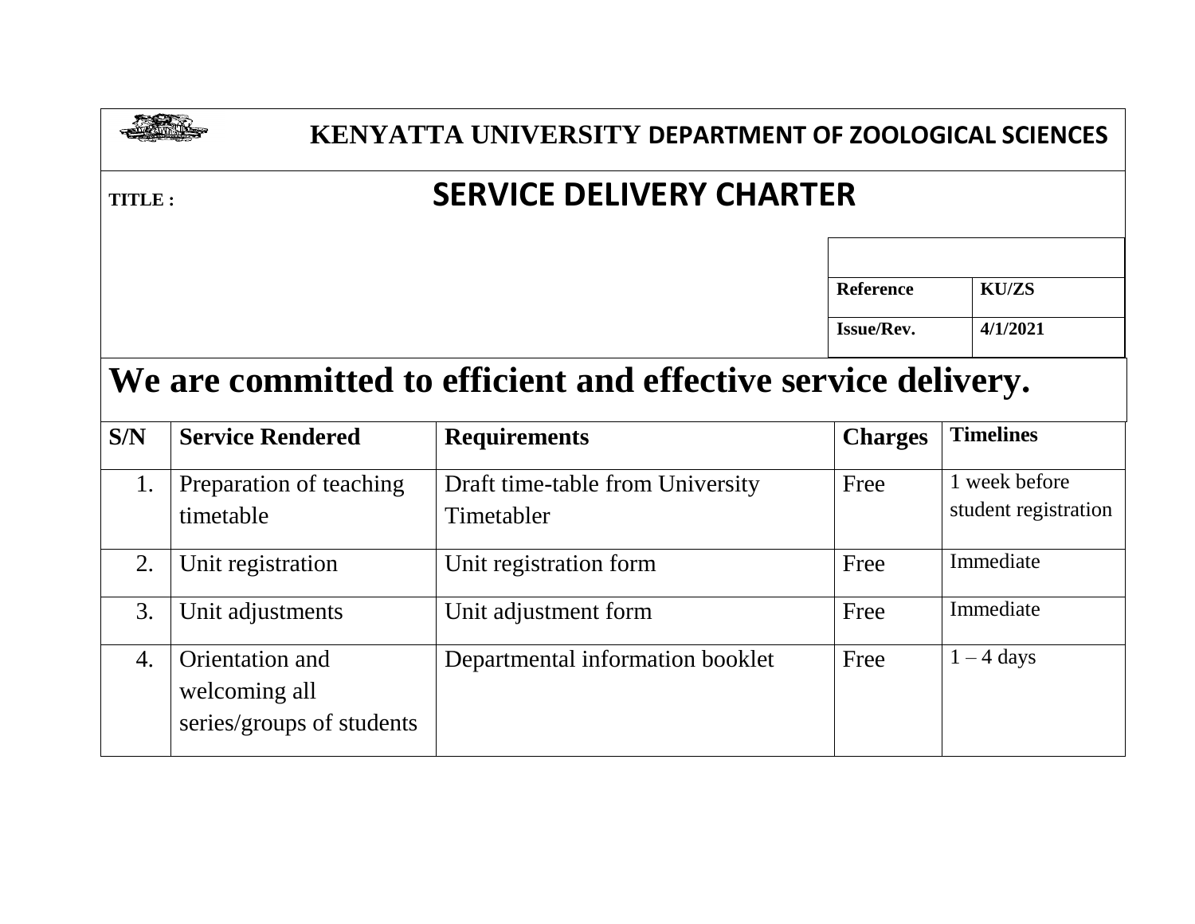# KENYATTA UNIVERSITY DEPARTMENT OF ZOOLOGICAL SCIENCES

**TITLE :**

## SERVICE DELIVERY CHARTER

| | |
|---|---|
| **Reference** | **KU/ZS** |
| **Issue/Rev.** | **4/1/2021** |

# We are committed to efficient and effective service delivery.

| S/N | Service Rendered | Requirements | Charges | Timelines |
|---|---|---|---|---|
| 1. | Preparation of teaching timetable | Draft time-table from University Timetabler | Free | 1 week before student registration |
| 2. | Unit registration | Unit registration form | Free | Immediate |
| 3. | Unit adjustments | Unit adjustment form | Free | Immediate |
| 4. | Orientation and welcoming all series/groups of students | Departmental information booklet | Free | 1 – 4 days |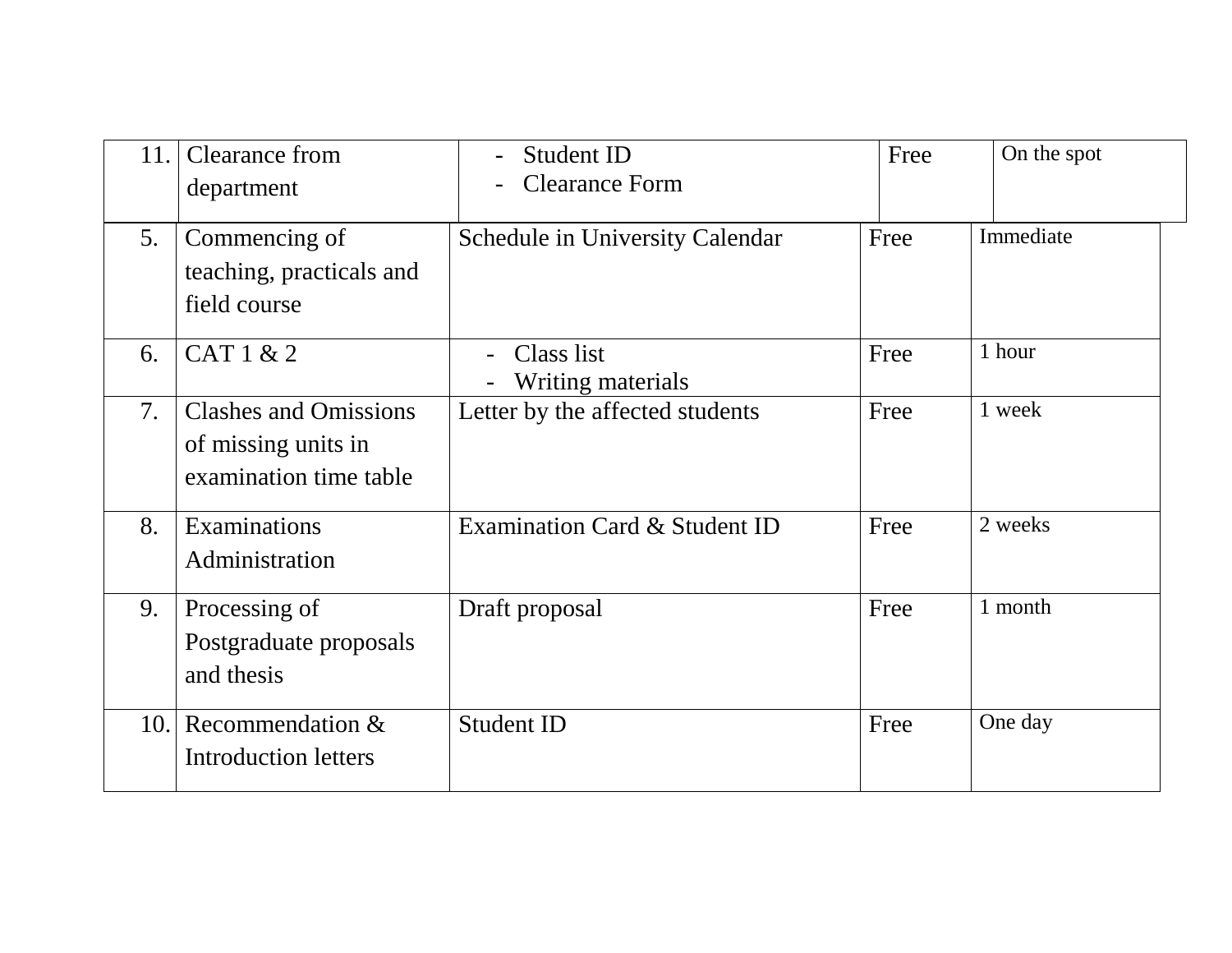| 11. | Clearance from department | - Student ID<br>- Clearance Form | Free | On the spot |
|---|---|---|---|---|
| 5. | Commencing of teaching, practicals and field course | Schedule in University Calendar | Free | Immediate |
| 6. | CAT 1 & 2 | - Class list<br>- Writing materials | Free | 1 hour |
| 7. | Clashes and Omissions of missing units in examination time table | Letter by the affected students | Free | 1 week |
| 8. | Examinations Administration | Examination Card & Student ID | Free | 2 weeks |
| 9. | Processing of Postgraduate proposals and thesis | Draft proposal | Free | 1 month |
| 10. | Recommendation & Introduction letters | Student ID | Free | One day |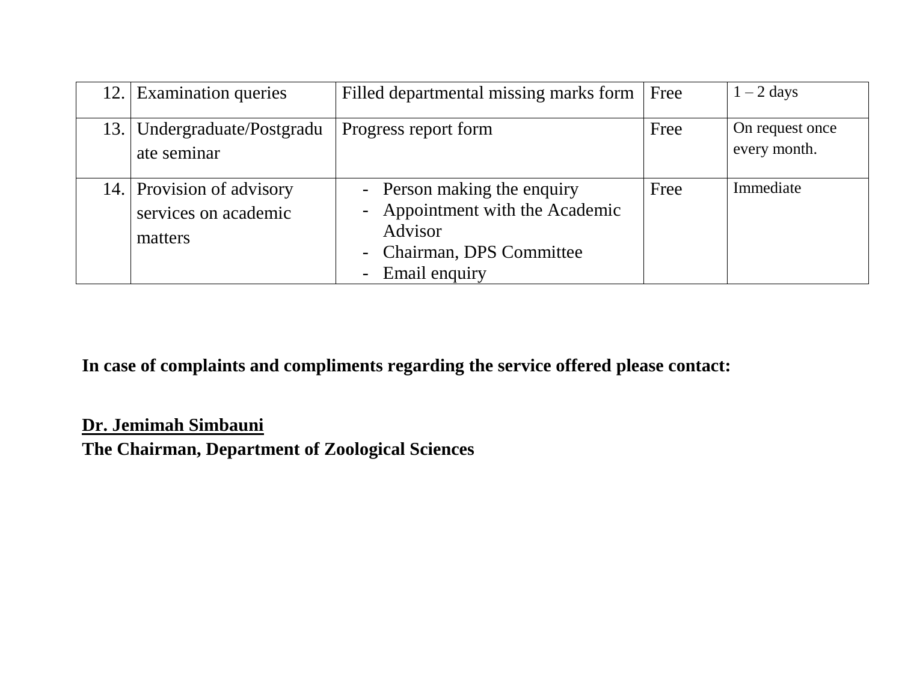| | | | | |
|---|---|---|---|---|
| 12. | Examination queries | Filled departmental missing marks form | Free | 1 – 2 days |
| 13. | Undergraduate/Postgraduate seminar | Progress report form | Free | On request once every month. |
| 14. | Provision of advisory services on academic matters | - Person making the enquiry<br>- Appointment with the Academic Advisor<br>- Chairman, DPS Committee<br>- Email enquiry | Free | Immediate |

**In case of complaints and compliments regarding the service offered please contact:**

**<u>Dr. Jemimah Simbauni</u>**
**The Chairman, Department of Zoological Sciences**